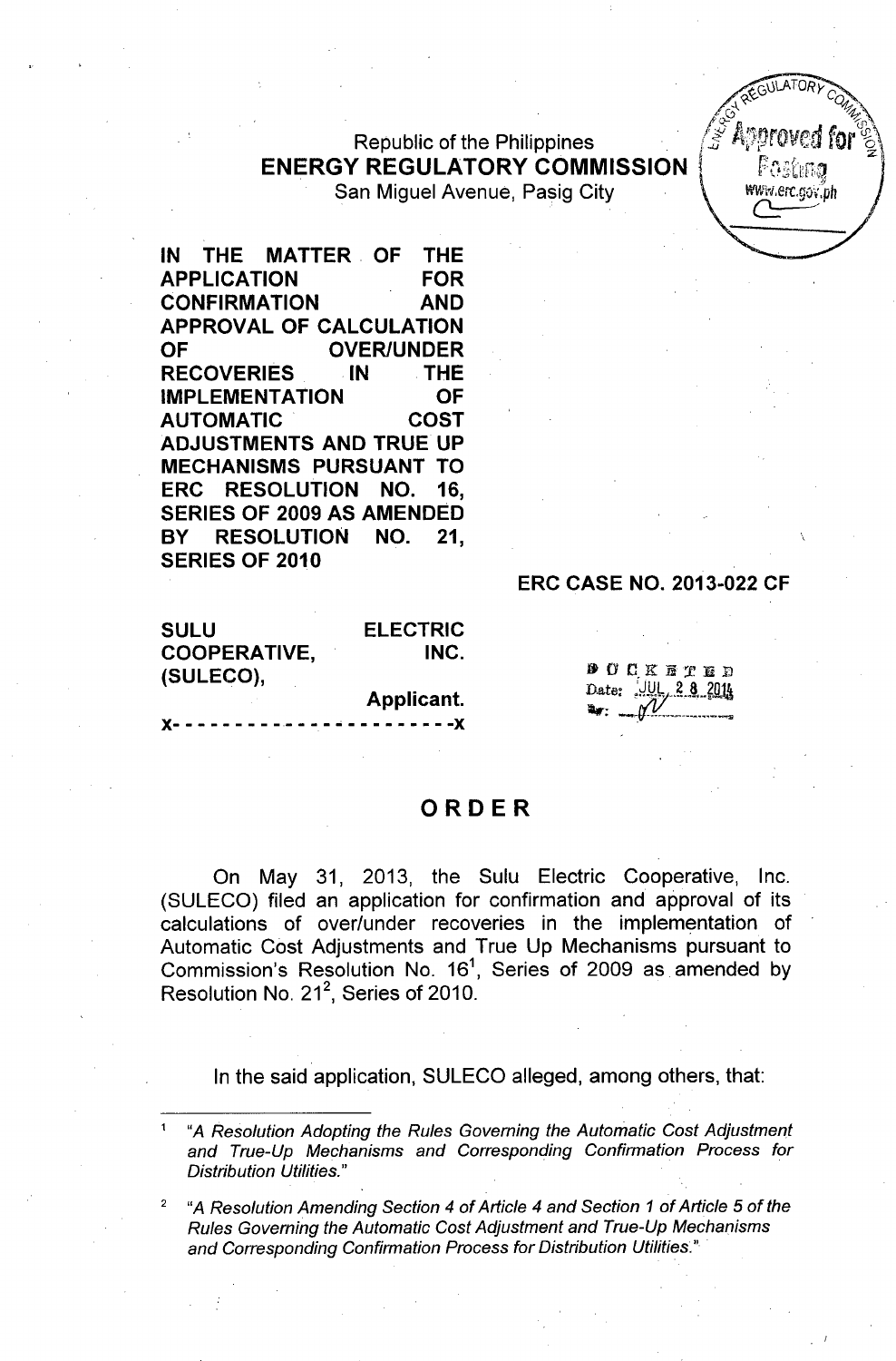Republic of the Philippines
**ENERGY REGULATORY COMMISSION**
San Miguel Avenue, Pasig City

**IN THE MATTER OF THE APPLICATION FOR CONFIRMATION AND APPROVAL OF CALCULATION OF OVER/UNDER RECOVERIES IN THE IMPLEMENTATION OF AUTOMATIC COST ADJUSTMENTS AND TRUE UP MECHANISMS PURSUANT TO ERC RESOLUTION NO. 16, SERIES OF 2009 AS AMENDED BY RESOLUTION NO. 21, SERIES OF 2010**

**ERC CASE NO. 2013-022 CF**

**SULU ELECTRIC COOPERATIVE, INC. (SULECO),**
**Applicant.**

x- - - - - - - - - - - - - - - - - - - - - -x

DOCKETED
Date: JUL 28 2014

# ORDER

On May 31, 2013, the Sulu Electric Cooperative, Inc. (SULECO) filed an application for confirmation and approval of its calculations of over/under recoveries in the implementation of Automatic Cost Adjustments and True Up Mechanisms pursuant to Commission's Resolution No. 16[1], Series of 2009 as amended by Resolution No. 21[2], Series of 2010.

In the said application, SULECO alleged, among others, that:

---

[1] *"A Resolution Adopting the Rules Governing the Automatic Cost Adjustment and True-Up Mechanisms and Corresponding Confirmation Process for Distribution Utilities."*

[2] *"A Resolution Amending Section 4 of Article 4 and Section 1 of Article 5 of the Rules Governing the Automatic Cost Adjustment and True-Up Mechanisms and Corresponding Confirmation Process for Distribution Utilities."*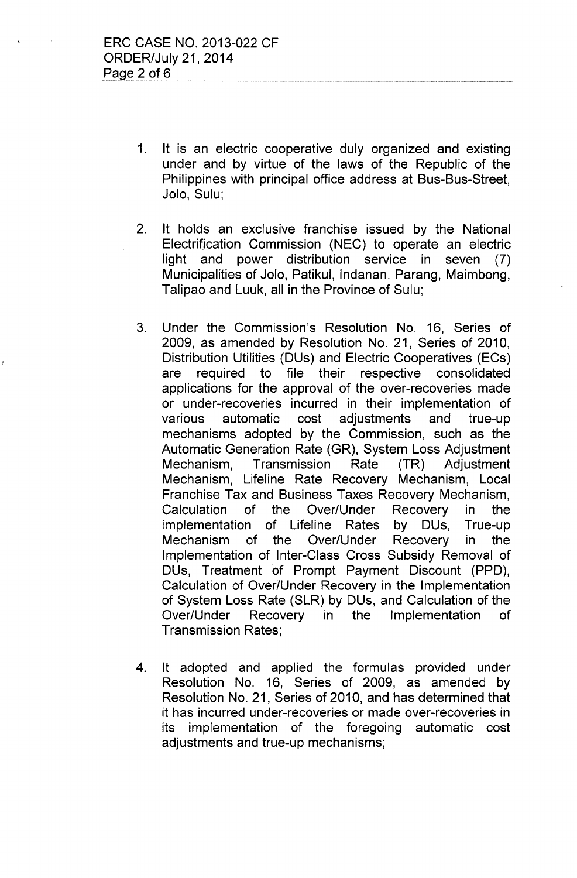1. It is an electric cooperative duly organized and existing under and by virtue of the laws of the Republic of the Philippines with principal office address at Bus-Bus-Street, Jolo, Sulu;

2. It holds an exclusive franchise issued by the National Electrification Commission (NEC) to operate an electric light and power distribution service in seven (7) Municipalities of Jolo, Patikul, Indanan, Parang, Maimbong, Talipao and Luuk, all in the Province of Sulu;

3. Under the Commission's Resolution No. 16, Series of 2009, as amended by Resolution No. 21, Series of 2010, Distribution Utilities (DUs) and Electric Cooperatives (ECs) are required to file their respective consolidated applications for the approval of the over-recoveries made or under-recoveries incurred in their implementation of various automatic cost adjustments and true-up mechanisms adopted by the Commission, such as the Automatic Generation Rate (GR), System Loss Adjustment Mechanism, Transmission Rate (TR) Adjustment Mechanism, Lifeline Rate Recovery Mechanism, Local Franchise Tax and Business Taxes Recovery Mechanism, Calculation of the Over/Under Recovery in the implementation of Lifeline Rates by DUs, True-up Mechanism of the Over/Under Recovery in the Implementation of Inter-Class Cross Subsidy Removal of DUs, Treatment of Prompt Payment Discount (PPD), Calculation of Over/Under Recovery in the Implementation of System Loss Rate (SLR) by DUs, and Calculation of the Over/Under Recovery in the Implementation of Transmission Rates;

4. It adopted and applied the formulas provided under Resolution No. 16, Series of 2009, as amended by Resolution No. 21, Series of 2010, and has determined that it has incurred under-recoveries or made over-recoveries in its implementation of the foregoing automatic cost adjustments and true-up mechanisms;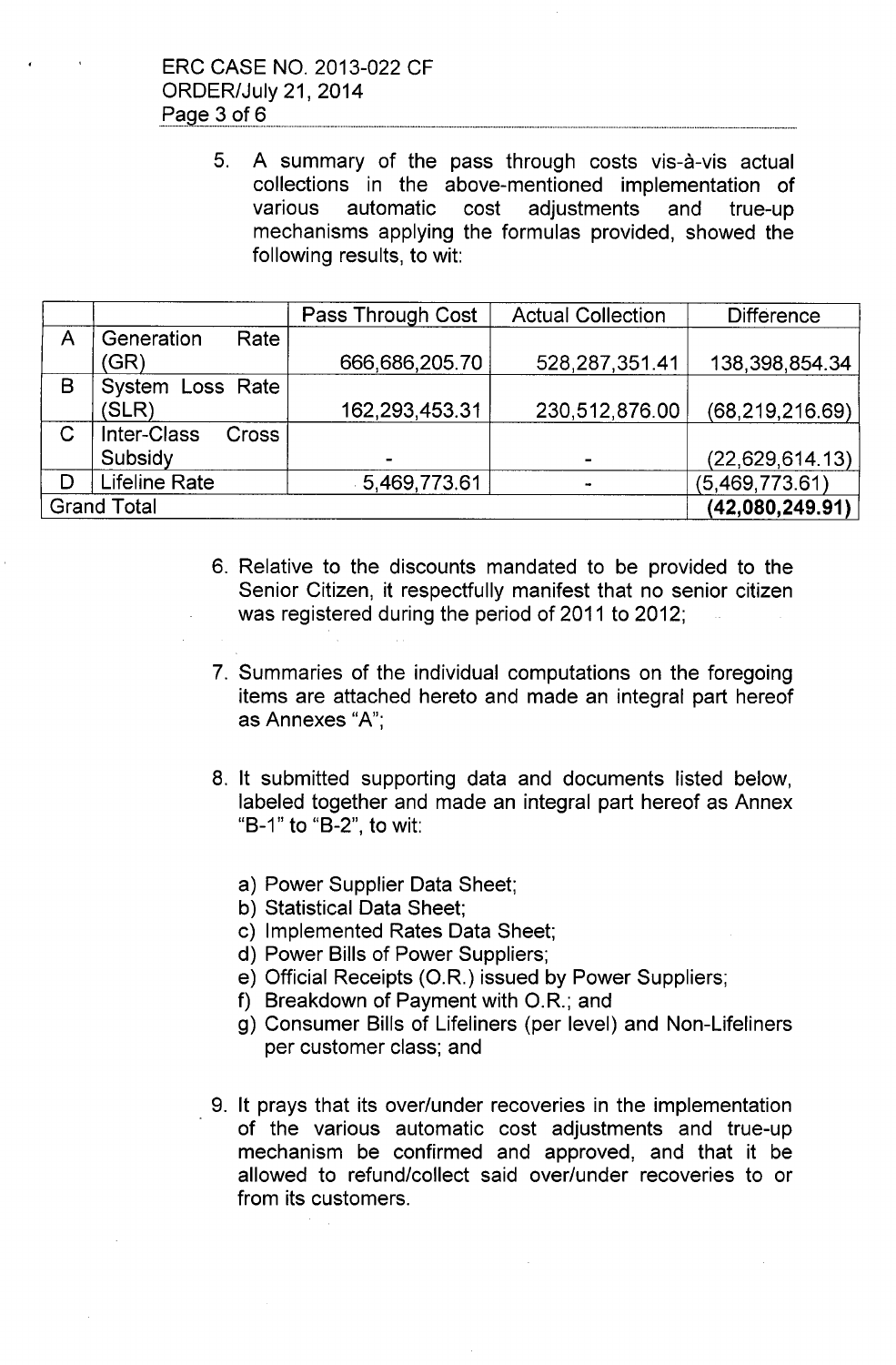5. A summary of the pass through costs vis-à-vis actual collections in the above-mentioned implementation of various automatic cost adjustments and true-up mechanisms applying the formulas provided, showed the following results, to wit:

| | | Pass Through Cost | Actual Collection | Difference |
|---|---|---|---|---|
| A | Generation Rate (GR) | 666,686,205.70 | 528,287,351.41 | 138,398,854.34 |
| B | System Loss Rate (SLR) | 162,293,453.31 | 230,512,876.00 | (68,219,216.69) |
| C | Inter-Class Cross Subsidy | - | - | (22,629,614.13) |
| D | Lifeline Rate | 5,469,773.61 | - | (5,469,773.61) |
| Grand Total | | | | **(42,080,249.91)** |

6. Relative to the discounts mandated to be provided to the Senior Citizen, it respectfully manifest that no senior citizen was registered during the period of 2011 to 2012;

7. Summaries of the individual computations on the foregoing items are attached hereto and made an integral part hereof as Annexes "A";

8. It submitted supporting data and documents listed below, labeled together and made an integral part hereof as Annex "B-1" to "B-2", to wit:

   a) Power Supplier Data Sheet;
   b) Statistical Data Sheet;
   c) Implemented Rates Data Sheet;
   d) Power Bills of Power Suppliers;
   e) Official Receipts (O.R.) issued by Power Suppliers;
   f) Breakdown of Payment with O.R.; and
   g) Consumer Bills of Lifeliners (per level) and Non-Lifeliners per customer class; and

9. It prays that its over/under recoveries in the implementation of the various automatic cost adjustments and true-up mechanism be confirmed and approved, and that it be allowed to refund/collect said over/under recoveries to or from its customers.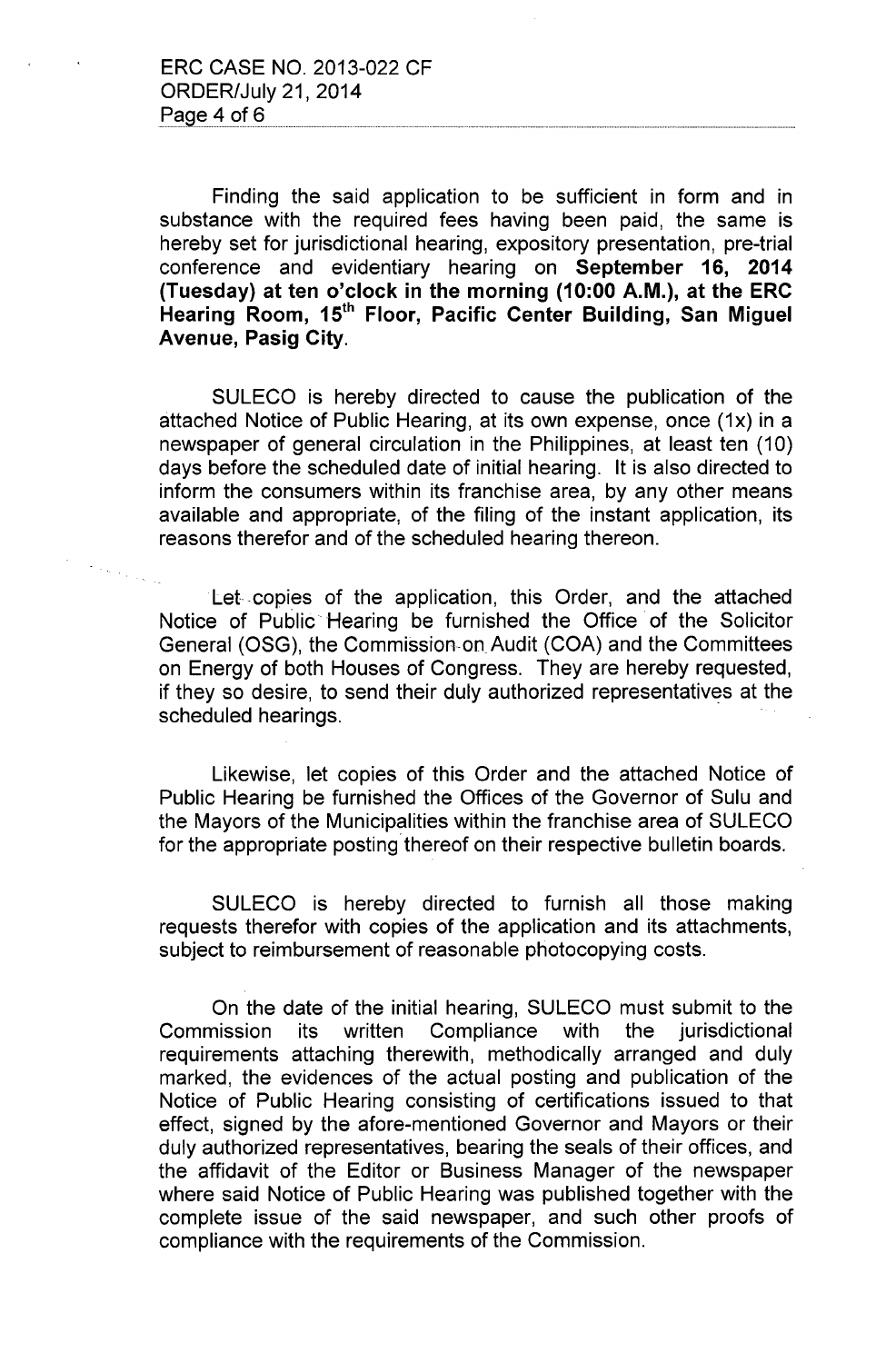Finding the said application to be sufficient in form and in substance with the required fees having been paid, the same is hereby set for jurisdictional hearing, expository presentation, pre-trial conference and evidentiary hearing on **September 16, 2014 (Tuesday) at ten o'clock in the morning (10:00 A.M.), at the ERC Hearing Room, 15th Floor, Pacific Center Building, San Miguel Avenue, Pasig City.**

SULECO is hereby directed to cause the publication of the attached Notice of Public Hearing, at its own expense, once (1x) in a newspaper of general circulation in the Philippines, at least ten (10) days before the scheduled date of initial hearing. It is also directed to inform the consumers within its franchise area, by any other means available and appropriate, of the filing of the instant application, its reasons therefor and of the scheduled hearing thereon.

Let copies of the application, this Order, and the attached Notice of Public Hearing be furnished the Office of the Solicitor General (OSG), the Commission on Audit (COA) and the Committees on Energy of both Houses of Congress. They are hereby requested, if they so desire, to send their duly authorized representatives at the scheduled hearings.

Likewise, let copies of this Order and the attached Notice of Public Hearing be furnished the Offices of the Governor of Sulu and the Mayors of the Municipalities within the franchise area of SULECO for the appropriate posting thereof on their respective bulletin boards.

SULECO is hereby directed to furnish all those making requests therefor with copies of the application and its attachments, subject to reimbursement of reasonable photocopying costs.

On the date of the initial hearing, SULECO must submit to the Commission its written Compliance with the jurisdictional requirements attaching therewith, methodically arranged and duly marked, the evidences of the actual posting and publication of the Notice of Public Hearing consisting of certifications issued to that effect, signed by the afore-mentioned Governor and Mayors or their duly authorized representatives, bearing the seals of their offices, and the affidavit of the Editor or Business Manager of the newspaper where said Notice of Public Hearing was published together with the complete issue of the said newspaper, and such other proofs of compliance with the requirements of the Commission.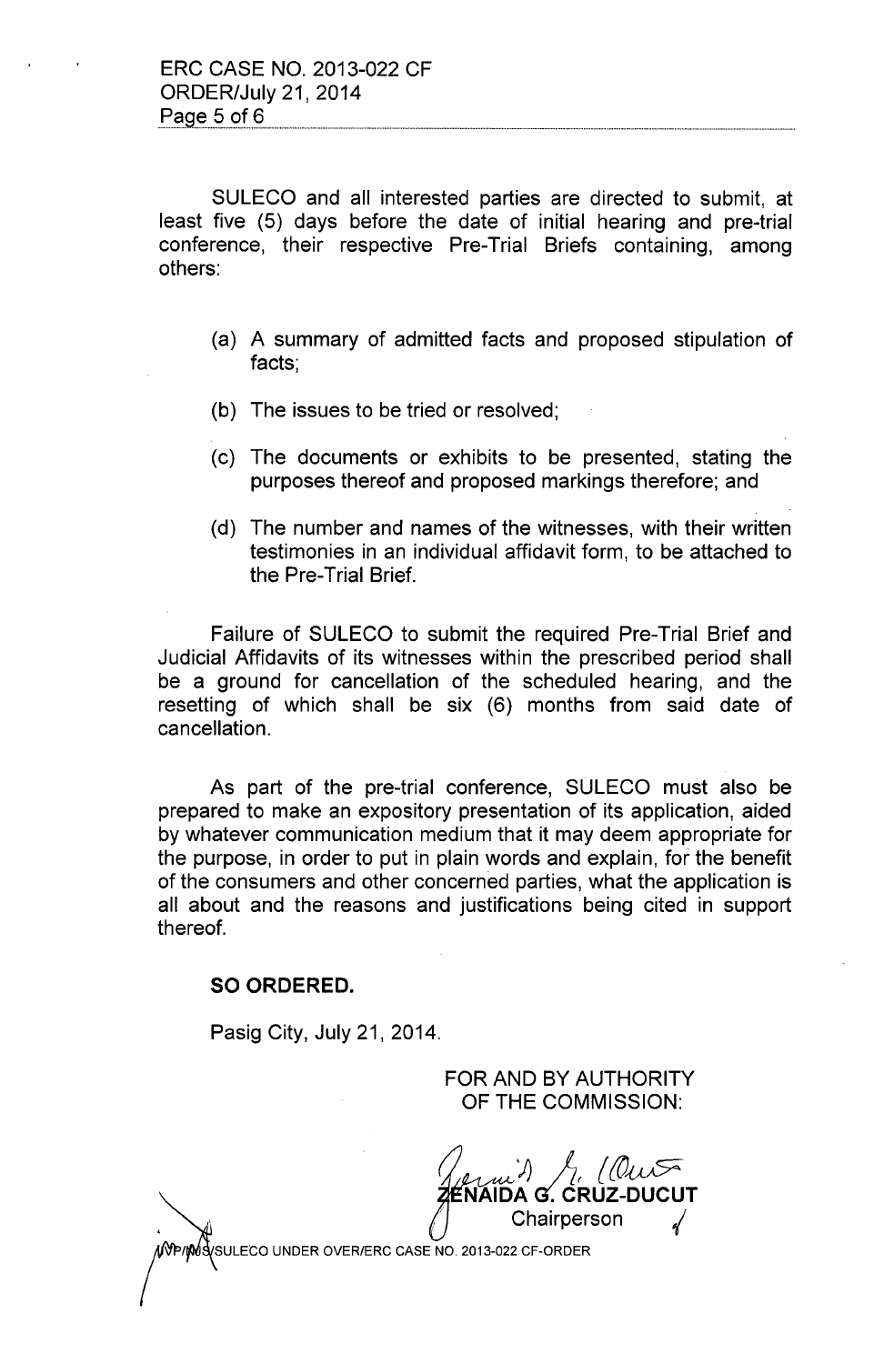SULECO and all interested parties are directed to submit, at least five (5) days before the date of initial hearing and pre-trial conference, their respective Pre-Trial Briefs containing, among others:

(a) A summary of admitted facts and proposed stipulation of facts;

(b) The issues to be tried or resolved;

(c) The documents or exhibits to be presented, stating the purposes thereof and proposed markings therefore; and

(d) The number and names of the witnesses, with their written testimonies in an individual affidavit form, to be attached to the Pre-Trial Brief.

Failure of SULECO to submit the required Pre-Trial Brief and Judicial Affidavits of its witnesses within the prescribed period shall be a ground for cancellation of the scheduled hearing, and the resetting of which shall be six (6) months from said date of cancellation.

As part of the pre-trial conference, SULECO must also be prepared to make an expository presentation of its application, aided by whatever communication medium that it may deem appropriate for the purpose, in order to put in plain words and explain, for the benefit of the consumers and other concerned parties, what the application is all about and the reasons and justifications being cited in support thereof.

**SO ORDERED.**

Pasig City, July 21, 2014.

FOR AND BY AUTHORITY OF THE COMMISSION:

**ZENAIDA G. CRUZ-DUCUT**
Chairperson

JVP/MDS/SULECO UNDER OVER/ERC CASE NO. 2013-022 CF-ORDER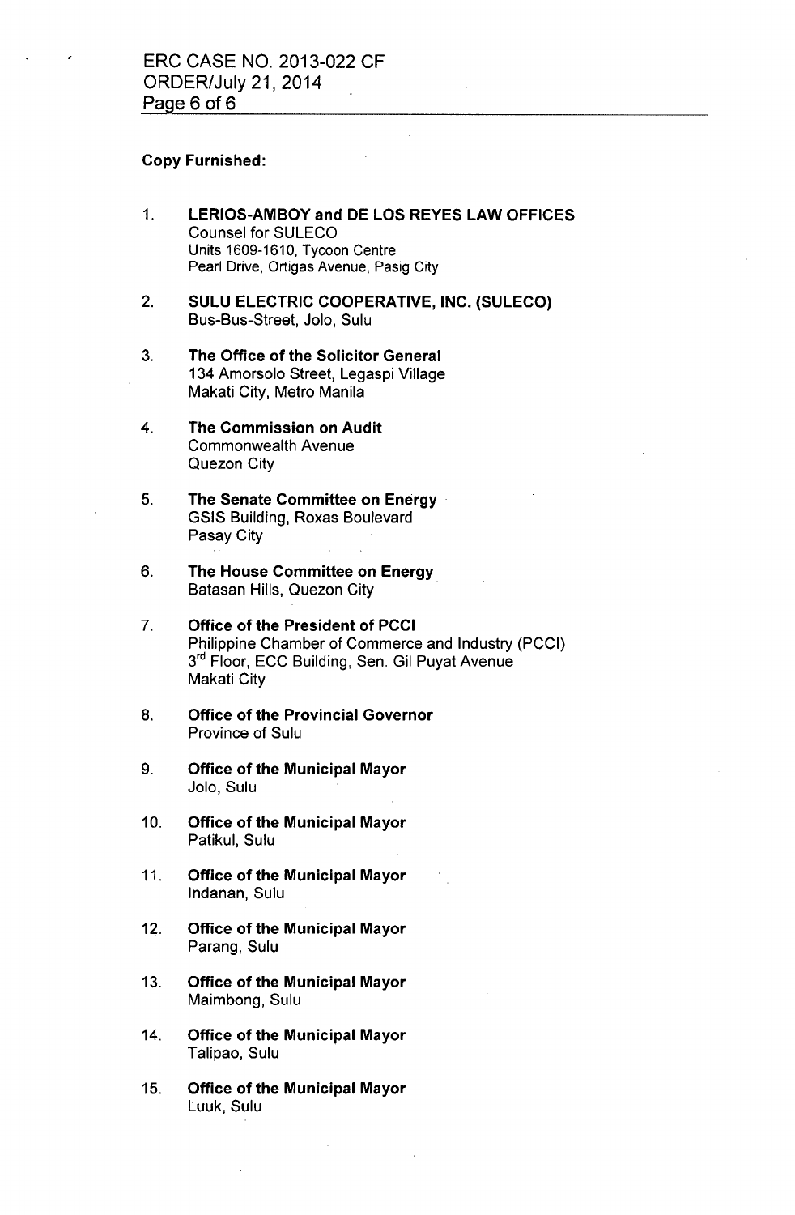**Copy Furnished:**

1. **LERIOS-AMBOY and DE LOS REYES LAW OFFICES**
   Counsel for SULECO
   Units 1609-1610, Tycoon Centre
   Pearl Drive, Ortigas Avenue, Pasig City

2. **SULU ELECTRIC COOPERATIVE, INC. (SULECO)**
   Bus-Bus-Street, Jolo, Sulu

3. **The Office of the Solicitor General**
   134 Amorsolo Street, Legaspi Village
   Makati City, Metro Manila

4. **The Commission on Audit**
   Commonwealth Avenue
   Quezon City

5. **The Senate Committee on Energy**
   GSIS Building, Roxas Boulevard
   Pasay City

6. **The House Committee on Energy**
   Batasan Hills, Quezon City

7. **Office of the President of PCCI**
   Philippine Chamber of Commerce and Industry (PCCI)
   3rd Floor, ECC Building, Sen. Gil Puyat Avenue
   Makati City

8. **Office of the Provincial Governor**
   Province of Sulu

9. **Office of the Municipal Mayor**
   Jolo, Sulu

10. **Office of the Municipal Mayor**
    Patikul, Sulu

11. **Office of the Municipal Mayor**
    Indanan, Sulu

12. **Office of the Municipal Mayor**
    Parang, Sulu

13. **Office of the Municipal Mayor**
    Maimbong, Sulu

14. **Office of the Municipal Mayor**
    Talipao, Sulu

15. **Office of the Municipal Mayor**
    Luuk, Sulu